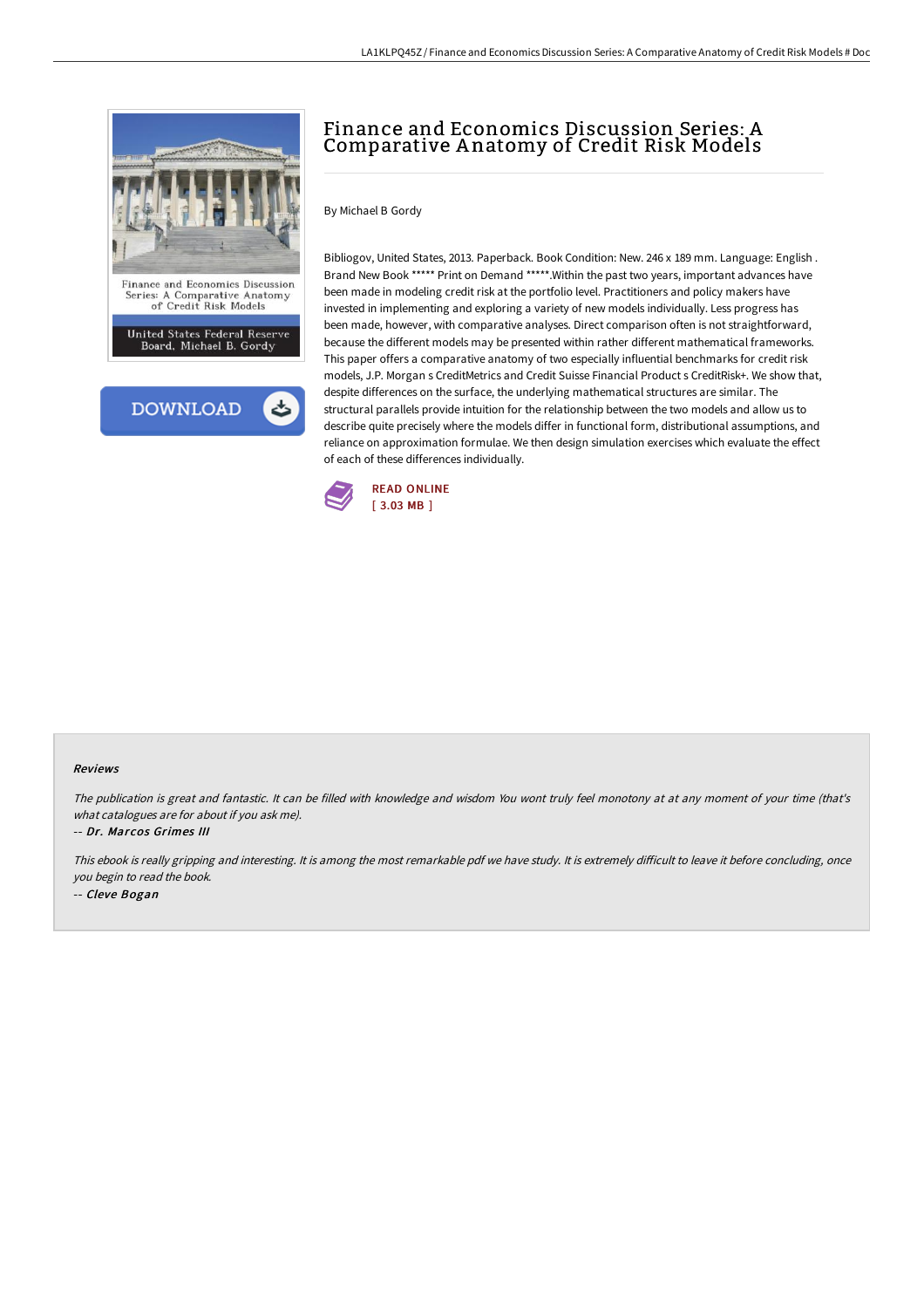// Finance and Economics Discussion Series: A Comparative Anatomy of Credit Risk Models

# Finance and Economics Discussion Series: A Comparative Anatomy of Credit Risk Models

By Michael B Gordy

Bibliogov, United States, 2013. Paperback. Book Condition: New. 246 x 189 mm. Language: English . Brand New Book ***** Print on Demand *****.Within the past two years, important advances have been made in modeling credit risk at the portfolio level. Practitioners and policy makers have invested in implementing and exploring a variety of new models individually. Less progress has been made, however, with comparative analyses. Direct comparison often is not straightforward, because the different models may be presented within rather different mathematical frameworks. This paper offers a comparative anatomy of two especially influential benchmarks for credit risk models, J.P. Morgan s CreditMetrics and Credit Suisse Financial Product s CreditRisk+. We show that, despite differences on the surface, the underlying mathematical structures are similar. The structural parallels provide intuition for the relationship between the two models and allow us to describe quite precisely where the models differ in functional form, distributional assumptions, and reliance on approximation formulae. We then design simulation exercises which evaluate the effect of each of these differences individually.

READ ONLINE
[ 3.03 MB ]

### Reviews

*The publication is great and fantastic. It can be filled with knowledge and wisdom You wont truly feel monotony at at any moment of your time (that's what catalogues are for about if you ask me).*

-- *Dr. Marcos Grimes III*

*This ebook is really gripping and interesting. It is among the most remarkable pdf we have study. It is extremely difficult to leave it before concluding, once you begin to read the book.*

-- *Cleve Bogan*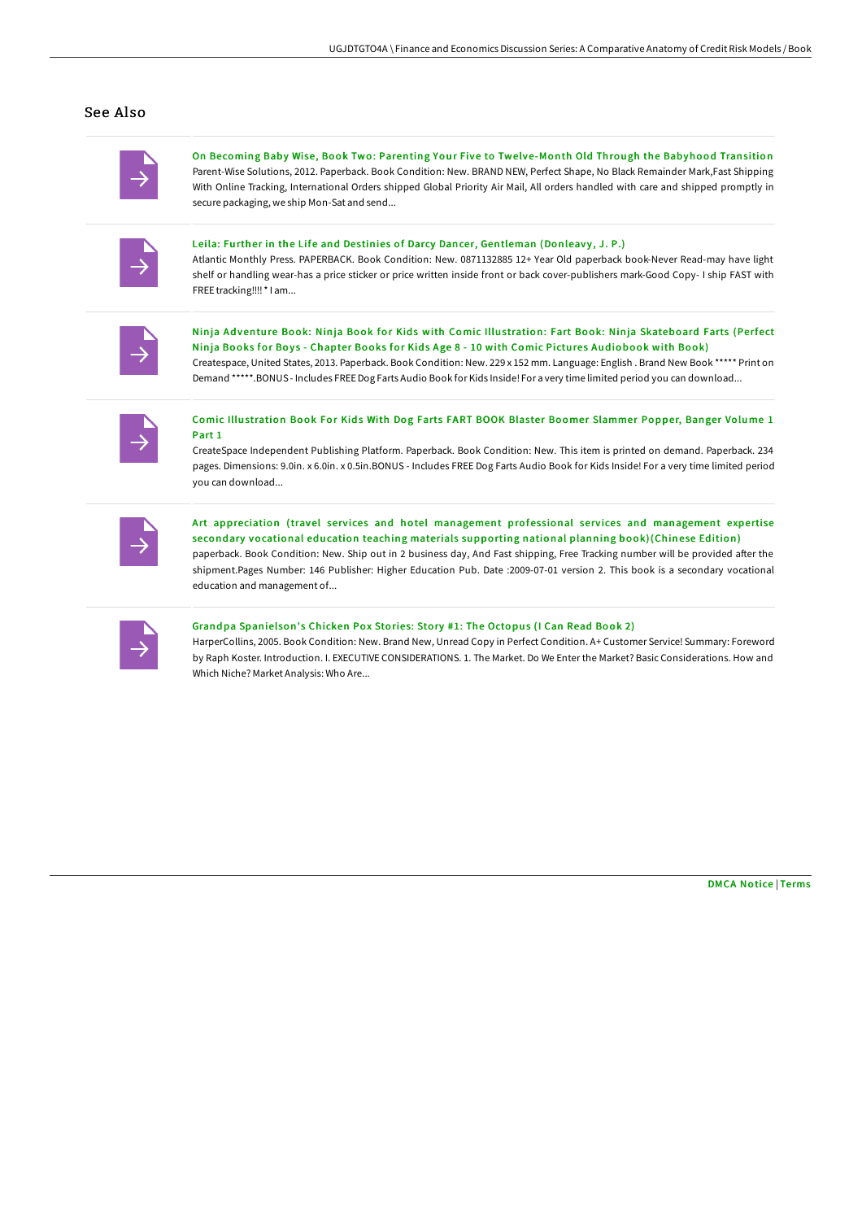## See Also

**On Becoming Baby Wise, Book Two: Parenting Your Five to Twelve-Month Old Through the Babyhood Transition**

Parent-Wise Solutions, 2012. Paperback. Book Condition: New. BRAND NEW, Perfect Shape, No Black Remainder Mark,Fast Shipping With Online Tracking, International Orders shipped Global Priority Air Mail, All orders handled with care and shipped promptly in secure packaging, we ship Mon-Sat and send...

**Leila: Further in the Life and Destinies of Darcy Dancer, Gentleman (Donleavy, J. P.)**

Atlantic Monthly Press. PAPERBACK. Book Condition: New. 0871132885 12+ Year Old paperback book-Never Read-may have light shelf or handling wear-has a price sticker or price written inside front or back cover-publishers mark-Good Copy- I ship FAST with FREE tracking!!!! * I am...

**Ninja Adventure Book: Ninja Book for Kids with Comic Illustration: Fart Book: Ninja Skateboard Farts (Perfect Ninja Books for Boys - Chapter Books for Kids Age 8 - 10 with Comic Pictures Audiobook with Book)**

Createspace, United States, 2013. Paperback. Book Condition: New. 229 x 152 mm. Language: English . Brand New Book ***** Print on Demand *****.BONUS - Includes FREE Dog Farts Audio Book for Kids Inside! For a very time limited period you can download...

**Comic Illustration Book For Kids With Dog Farts FART BOOK Blaster Boomer Slammer Popper, Banger Volume 1 Part 1**

CreateSpace Independent Publishing Platform. Paperback. Book Condition: New. This item is printed on demand. Paperback. 234 pages. Dimensions: 9.0in. x 6.0in. x 0.5in.BONUS - Includes FREE Dog Farts Audio Book for Kids Inside! For a very time limited period you can download...

**Art appreciation (travel services and hotel management professional services and management expertise secondary vocational education teaching materials supporting national planning book)(Chinese Edition)**

paperback. Book Condition: New. Ship out in 2 business day, And Fast shipping, Free Tracking number will be provided after the shipment.Pages Number: 146 Publisher: Higher Education Pub. Date :2009-07-01 version 2. This book is a secondary vocational education and management of...

**Grandpa Spanielson's Chicken Pox Stories: Story #1: The Octopus (I Can Read Book 2)**

HarperCollins, 2005. Book Condition: New. Brand New, Unread Copy in Perfect Condition. A+ Customer Service! Summary: Foreword by Raph Koster. Introduction. I. EXECUTIVE CONSIDERATIONS. 1. The Market. Do We Enter the Market? Basic Considerations. How and Which Niche? Market Analysis: Who Are...

DMCA Notice | Terms